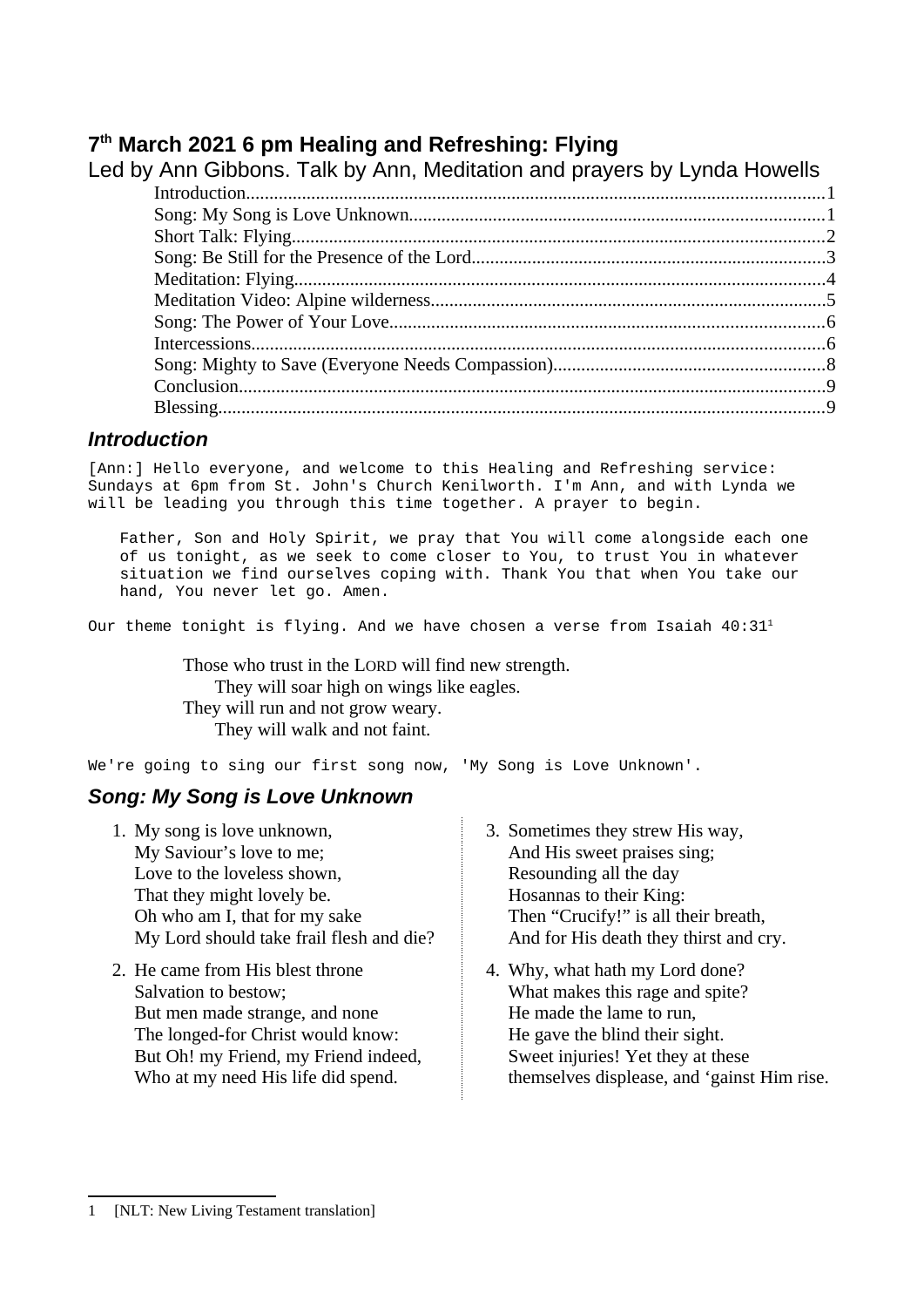# 7th March 2021 6 pm Healing and Refreshing: Flying

Led by Ann Gibbons. Talk by Ann, Meditation and prayers by Lynda Howells

- Introduction.....1
- Song: My Song is Love Unknown.....1
- Short Talk: Flying.....2
- Song: Be Still for the Presence of the Lord.....3
- Meditation: Flying.....4
- Meditation Video: Alpine wilderness.....5
- Song: The Power of Your Love.....6
- Intercessions.....6
- Song: Mighty to Save (Everyone Needs Compassion).....8
- Conclusion.....9
- Blessing.....9

## Introduction

[Ann:] Hello everyone, and welcome to this Healing and Refreshing service: Sundays at 6pm from St. John's Church Kenilworth. I'm Ann, and with Lynda we will be leading you through this time together. A prayer to begin.

> Father, Son and Holy Spirit, we pray that You will come alongside each one of us tonight, as we seek to come closer to You, to trust You in whatever situation we find ourselves coping with. Thank You that when You take our hand, You never let go. Amen.

Our theme tonight is flying. And we have chosen a verse from Isaiah 40:31[1]

> Those who trust in the LORD will find new strength.
> They will soar high on wings like eagles.
> They will run and not grow weary.
> They will walk and not faint.

We're going to sing our first song now, 'My Song is Love Unknown'.

## Song: My Song is Love Unknown

1. My song is love unknown,
   My Saviour's love to me;
   Love to the loveless shown,
   That they might lovely be.
   Oh who am I, that for my sake
   My Lord should take frail flesh and die?

2. He came from His blest throne
   Salvation to bestow;
   But men made strange, and none
   The longed-for Christ would know:
   But Oh! my Friend, my Friend indeed,
   Who at my need His life did spend.

3. Sometimes they strew His way,
   And His sweet praises sing;
   Resounding all the day
   Hosannas to their King:
   Then "Crucify!" is all their breath,
   And for His death they thirst and cry.

4. Why, what hath my Lord done?
   What makes this rage and spite?
   He made the lame to run,
   He gave the blind their sight.
   Sweet injuries! Yet they at these
   themselves displease, and 'gainst Him rise.

---

1 [NLT: New Living Testament translation]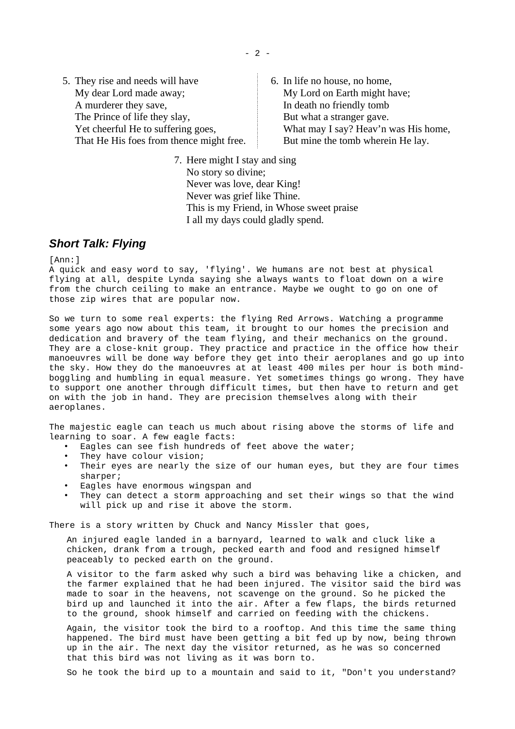5. They rise and needs will have
   My dear Lord made away;
   A murderer they save,
   The Prince of life they slay,
   Yet cheerful He to suffering goes,
   That He His foes from thence might free.

6. In life no house, no home,
   My Lord on Earth might have;
   In death no friendly tomb
   But what a stranger gave.
   What may I say? Heav'n was His home,
   But mine the tomb wherein He lay.

7. Here might I stay and sing
   No story so divine;
   Never was love, dear King!
   Never was grief like Thine.
   This is my Friend, in Whose sweet praise
   I all my days could gladly spend.

## *Short Talk: Flying*

[Ann:]
A quick and easy word to say, 'flying'. We humans are not best at physical flying at all, despite Lynda saying she always wants to float down on a wire from the church ceiling to make an entrance. Maybe we ought to go on one of those zip wires that are popular now.

So we turn to some real experts: the flying Red Arrows. Watching a programme some years ago now about this team, it brought to our homes the precision and dedication and bravery of the team flying, and their mechanics on the ground. They are a close-knit group. They practice and practice in the office how their manoeuvres will be done way before they get into their aeroplanes and go up into the sky. How they do the manoeuvres at at least 400 miles per hour is both mind-boggling and humbling in equal measure. Yet sometimes things go wrong. They have to support one another through difficult times, but then have to return and get on with the job in hand. They are precision themselves along with their aeroplanes.

The majestic eagle can teach us much about rising above the storms of life and learning to soar. A few eagle facts:

- Eagles can see fish hundreds of feet above the water;
- They have colour vision;
- Their eyes are nearly the size of our human eyes, but they are four times sharper;
- Eagles have enormous wingspan and
- They can detect a storm approaching and set their wings so that the wind will pick up and rise it above the storm.

There is a story written by Chuck and Nancy Missler that goes,

> An injured eagle landed in a barnyard, learned to walk and cluck like a chicken, drank from a trough, pecked earth and food and resigned himself peaceably to pecked earth on the ground.
>
> A visitor to the farm asked why such a bird was behaving like a chicken, and the farmer explained that he had been injured. The visitor said the bird was made to soar in the heavens, not scavenge on the ground. So he picked the bird up and launched it into the air. After a few flaps, the birds returned to the ground, shook himself and carried on feeding with the chickens.
>
> Again, the visitor took the bird to a rooftop. And this time the same thing happened. The bird must have been getting a bit fed up by now, being thrown up in the air. The next day the visitor returned, as he was so concerned that this bird was not living as it was born to.
>
> So he took the bird up to a mountain and said to it, "Don't you understand?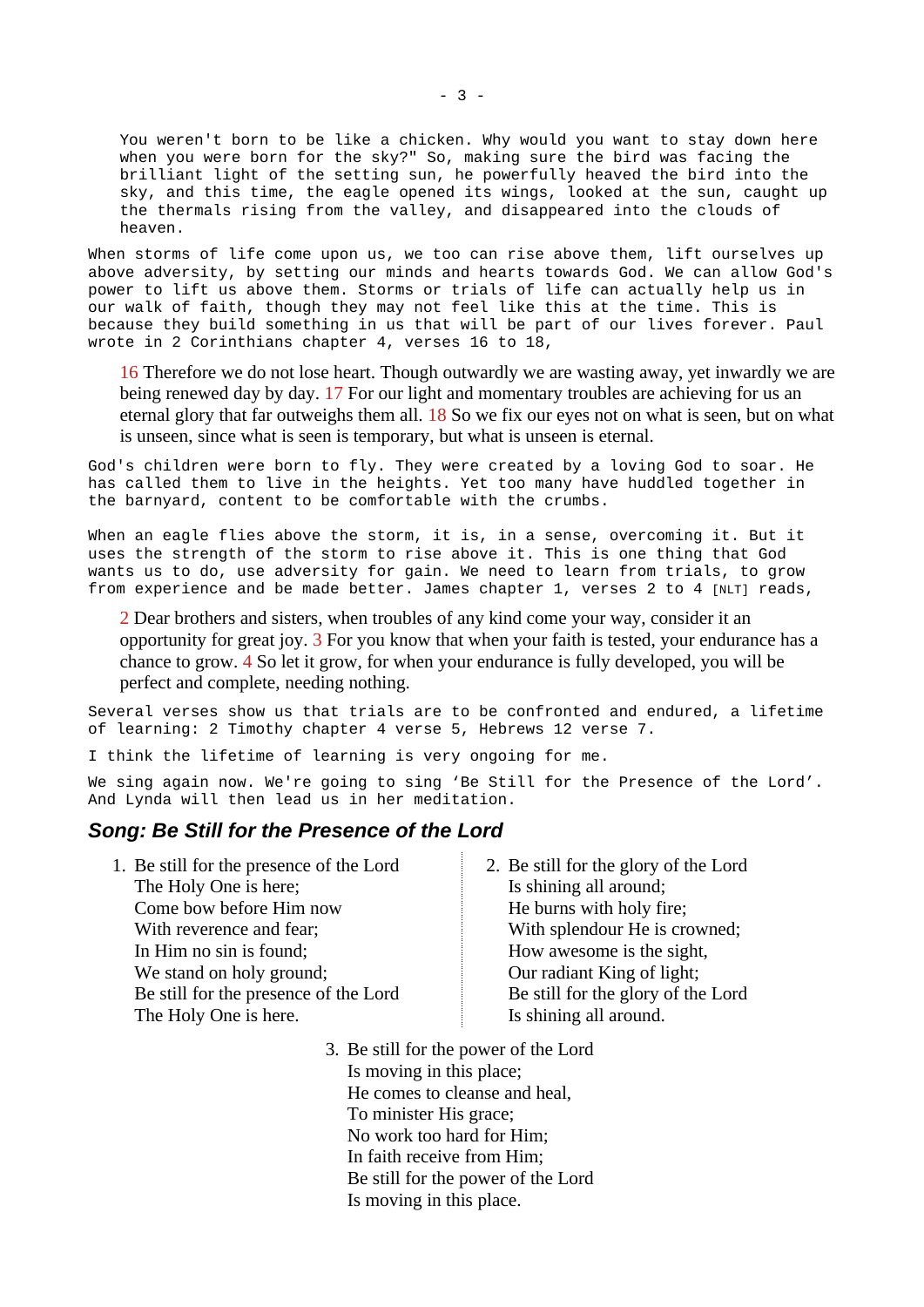> You weren't born to be like a chicken. Why would you want to stay down here when you were born for the sky?" So, making sure the bird was facing the brilliant light of the setting sun, he powerfully heaved the bird into the sky, and this time, the eagle opened its wings, looked at the sun, caught up the thermals rising from the valley, and disappeared into the clouds of heaven.

When storms of life come upon us, we too can rise above them, lift ourselves up above adversity, by setting our minds and hearts towards God. We can allow God's power to lift us above them. Storms or trials of life can actually help us in our walk of faith, though they may not feel like this at the time. This is because they build something in us that will be part of our lives forever. Paul wrote in 2 Corinthians chapter 4, verses 16 to 18,

> 16 Therefore we do not lose heart. Though outwardly we are wasting away, yet inwardly we are being renewed day by day. 17 For our light and momentary troubles are achieving for us an eternal glory that far outweighs them all. 18 So we fix our eyes not on what is seen, but on what is unseen, since what is seen is temporary, but what is unseen is eternal.

God's children were born to fly. They were created by a loving God to soar. He has called them to live in the heights. Yet too many have huddled together in the barnyard, content to be comfortable with the crumbs.

When an eagle flies above the storm, it is, in a sense, overcoming it. But it uses the strength of the storm to rise above it. This is one thing that God wants us to do, use adversity for gain. We need to learn from trials, to grow from experience and be made better. James chapter 1, verses 2 to 4 [NLT] reads,

> 2 Dear brothers and sisters, when troubles of any kind come your way, consider it an opportunity for great joy. 3 For you know that when your faith is tested, your endurance has a chance to grow. 4 So let it grow, for when your endurance is fully developed, you will be perfect and complete, needing nothing.

Several verses show us that trials are to be confronted and endured, a lifetime of learning: 2 Timothy chapter 4 verse 5, Hebrews 12 verse 7.

I think the lifetime of learning is very ongoing for me.

We sing again now. We're going to sing 'Be Still for the Presence of the Lord'. And Lynda will then lead us in her meditation.

### *Song: Be Still for the Presence of the Lord*

1. Be still for the presence of the Lord  
   The Holy One is here;  
   Come bow before Him now  
   With reverence and fear;  
   In Him no sin is found;  
   We stand on holy ground;  
   Be still for the presence of the Lord  
   The Holy One is here.

2. Be still for the glory of the Lord  
   Is shining all around;  
   He burns with holy fire;  
   With splendour He is crowned;  
   How awesome is the sight,  
   Our radiant King of light;  
   Be still for the glory of the Lord  
   Is shining all around.

3. Be still for the power of the Lord  
   Is moving in this place;  
   He comes to cleanse and heal,  
   To minister His grace;  
   No work too hard for Him;  
   In faith receive from Him;  
   Be still for the power of the Lord  
   Is moving in this place.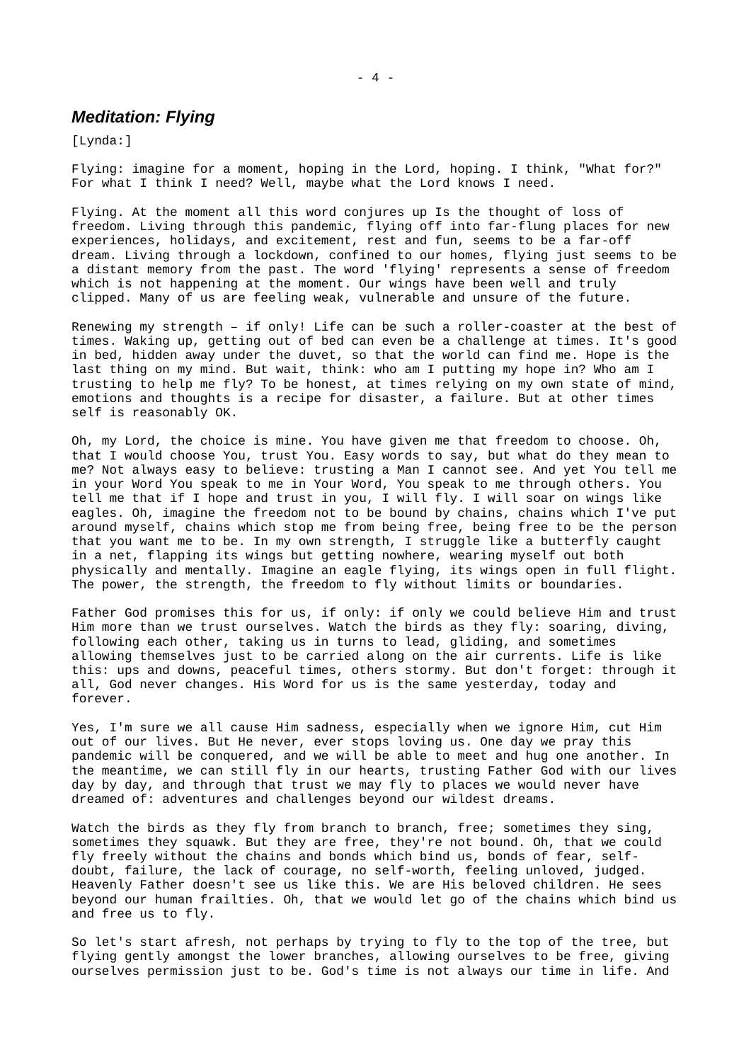## ***Meditation: Flying***

[Lynda:]

Flying: imagine for a moment, hoping in the Lord, hoping. I think, "What for?" For what I think I need? Well, maybe what the Lord knows I need.

Flying. At the moment all this word conjures up Is the thought of loss of freedom. Living through this pandemic, flying off into far-flung places for new experiences, holidays, and excitement, rest and fun, seems to be a far-off dream. Living through a lockdown, confined to our homes, flying just seems to be a distant memory from the past. The word 'flying' represents a sense of freedom which is not happening at the moment. Our wings have been well and truly clipped. Many of us are feeling weak, vulnerable and unsure of the future.

Renewing my strength – if only! Life can be such a roller-coaster at the best of times. Waking up, getting out of bed can even be a challenge at times. It's good in bed, hidden away under the duvet, so that the world can find me. Hope is the last thing on my mind. But wait, think: who am I putting my hope in? Who am I trusting to help me fly? To be honest, at times relying on my own state of mind, emotions and thoughts is a recipe for disaster, a failure. But at other times self is reasonably OK.

Oh, my Lord, the choice is mine. You have given me that freedom to choose. Oh, that I would choose You, trust You. Easy words to say, but what do they mean to me? Not always easy to believe: trusting a Man I cannot see. And yet You tell me in your Word You speak to me in Your Word, You speak to me through others. You tell me that if I hope and trust in you, I will fly. I will soar on wings like eagles. Oh, imagine the freedom not to be bound by chains, chains which I've put around myself, chains which stop me from being free, being free to be the person that you want me to be. In my own strength, I struggle like a butterfly caught in a net, flapping its wings but getting nowhere, wearing myself out both physically and mentally. Imagine an eagle flying, its wings open in full flight. The power, the strength, the freedom to fly without limits or boundaries.

Father God promises this for us, if only: if only we could believe Him and trust Him more than we trust ourselves. Watch the birds as they fly: soaring, diving, following each other, taking us in turns to lead, gliding, and sometimes allowing themselves just to be carried along on the air currents. Life is like this: ups and downs, peaceful times, others stormy. But don't forget: through it all, God never changes. His Word for us is the same yesterday, today and forever.

Yes, I'm sure we all cause Him sadness, especially when we ignore Him, cut Him out of our lives. But He never, ever stops loving us. One day we pray this pandemic will be conquered, and we will be able to meet and hug one another. In the meantime, we can still fly in our hearts, trusting Father God with our lives day by day, and through that trust we may fly to places we would never have dreamed of: adventures and challenges beyond our wildest dreams.

Watch the birds as they fly from branch to branch, free; sometimes they sing, sometimes they squawk. But they are free, they're not bound. Oh, that we could fly freely without the chains and bonds which bind us, bonds of fear, self-doubt, failure, the lack of courage, no self-worth, feeling unloved, judged. Heavenly Father doesn't see us like this. We are His beloved children. He sees beyond our human frailties. Oh, that we would let go of the chains which bind us and free us to fly.

So let's start afresh, not perhaps by trying to fly to the top of the tree, but flying gently amongst the lower branches, allowing ourselves to be free, giving ourselves permission just to be. God's time is not always our time in life. And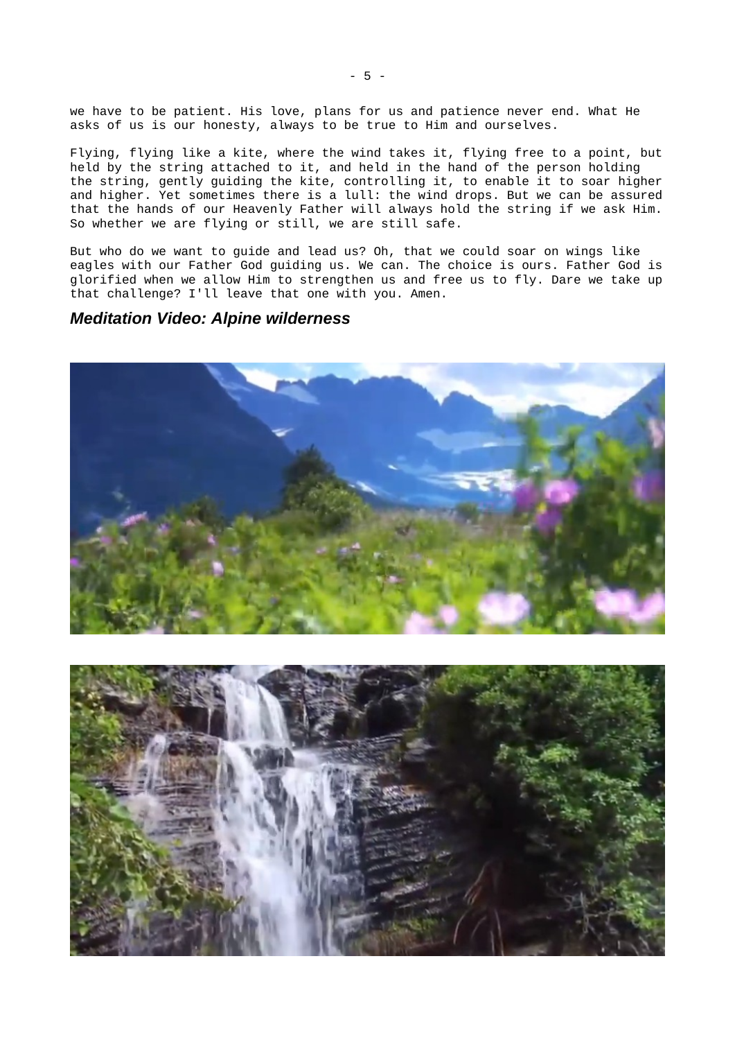we have to be patient. His love, plans for us and patience never end. What He asks of us is our honesty, always to be true to Him and ourselves.

Flying, flying like a kite, where the wind takes it, flying free to a point, but held by the string attached to it, and held in the hand of the person holding the string, gently guiding the kite, controlling it, to enable it to soar higher and higher. Yet sometimes there is a lull: the wind drops. But we can be assured that the hands of our Heavenly Father will always hold the string if we ask Him. So whether we are flying or still, we are still safe.

But who do we want to guide and lead us? Oh, that we could soar on wings like eagles with our Father God guiding us. We can. The choice is ours. Father God is glorified when we allow Him to strengthen us and free us to fly. Dare we take up that challenge? I'll leave that one with you. Amen.

### ***Meditation Video: Alpine wilderness***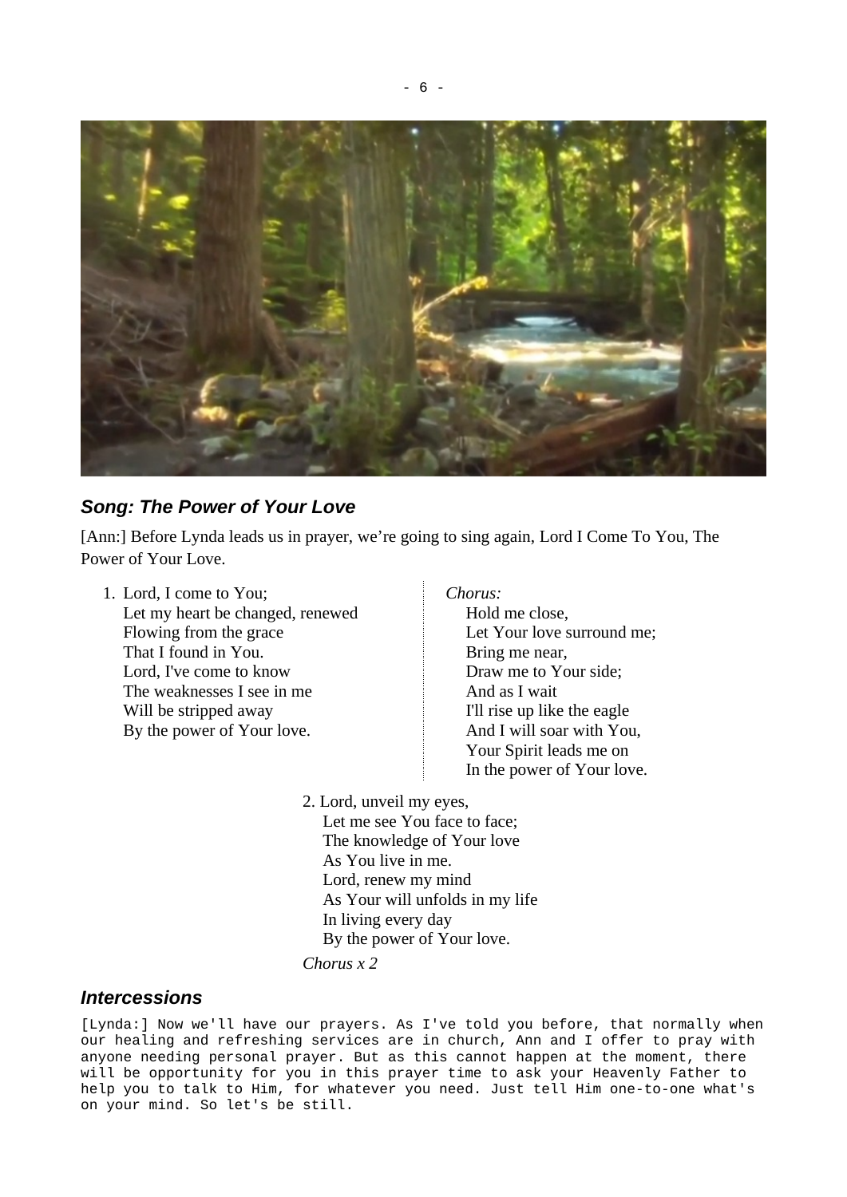## *Song: The Power of Your Love*

[Ann:] Before Lynda leads us in prayer, we're going to sing again, Lord I Come To You, The Power of Your Love.

1. Lord, I come to You;
   Let my heart be changed, renewed
   Flowing from the grace
   That I found in You.
   Lord, I've come to know
   The weaknesses I see in me
   Will be stripped away
   By the power of Your love.

*Chorus:*
Hold me close,
Let Your love surround me;
Bring me near,
Draw me to Your side;
And as I wait
I'll rise up like the eagle
And I will soar with You,
Your Spirit leads me on
In the power of Your love.

2. Lord, unveil my eyes,
   Let me see You face to face;
   The knowledge of Your love
   As You live in me.
   Lord, renew my mind
   As Your will unfolds in my life
   In living every day
   By the power of Your love.

*Chorus x 2*

## *Intercessions*

[Lynda:] Now we'll have our prayers. As I've told you before, that normally when our healing and refreshing services are in church, Ann and I offer to pray with anyone needing personal prayer. But as this cannot happen at the moment, there will be opportunity for you in this prayer time to ask your Heavenly Father to help you to talk to Him, for whatever you need. Just tell Him one-to-one what's on your mind. So let's be still.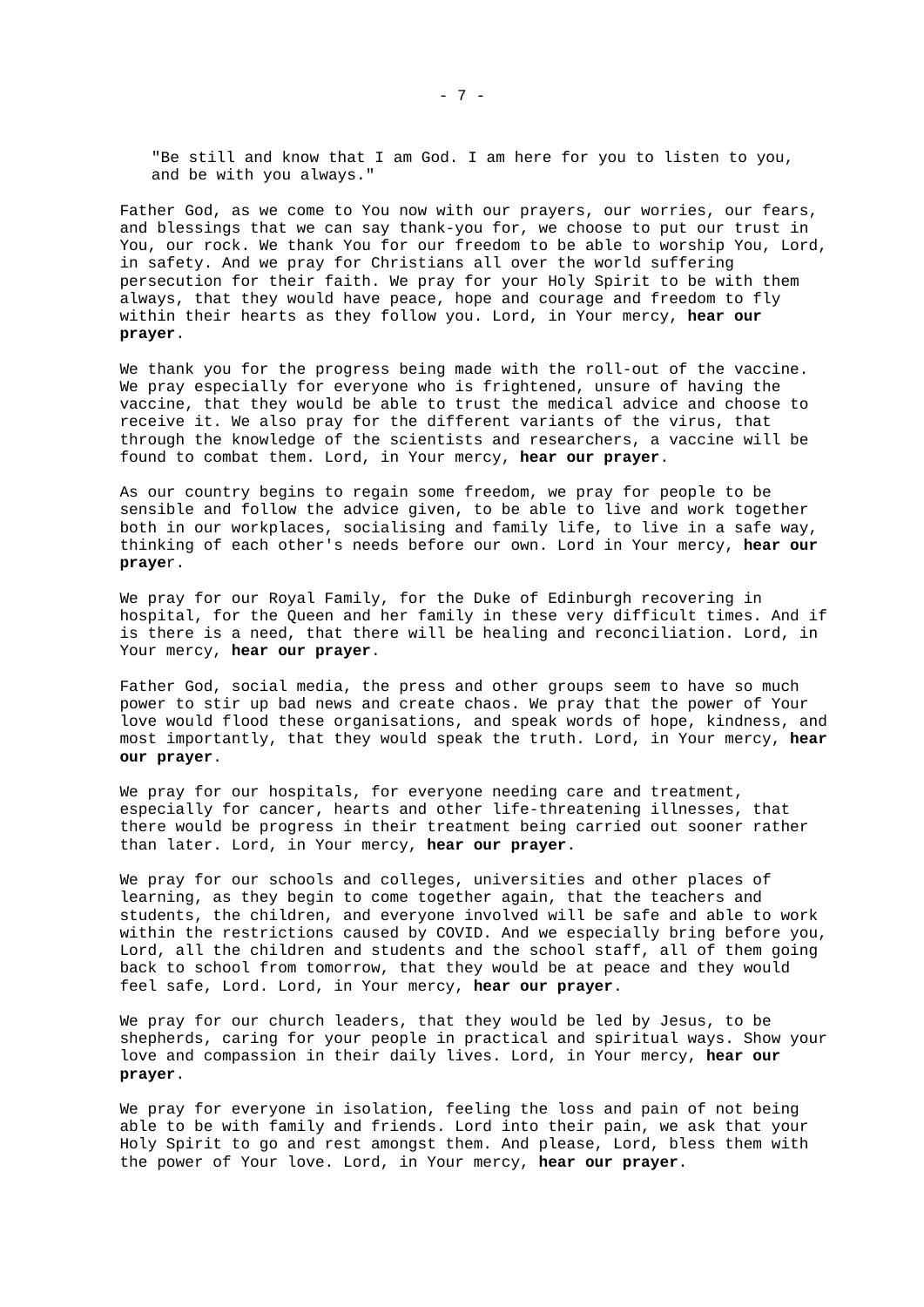"Be still and know that I am God. I am here for you to listen to you, and be with you always."

Father God, as we come to You now with our prayers, our worries, our fears, and blessings that we can say thank-you for, we choose to put our trust in You, our rock. We thank You for our freedom to be able to worship You, Lord, in safety. And we pray for Christians all over the world suffering persecution for their faith. We pray for your Holy Spirit to be with them always, that they would have peace, hope and courage and freedom to fly within their hearts as they follow you. Lord, in Your mercy, **hear our prayer**.

We thank you for the progress being made with the roll-out of the vaccine. We pray especially for everyone who is frightened, unsure of having the vaccine, that they would be able to trust the medical advice and choose to receive it. We also pray for the different variants of the virus, that through the knowledge of the scientists and researchers, a vaccine will be found to combat them. Lord, in Your mercy, **hear our prayer**.

As our country begins to regain some freedom, we pray for people to be sensible and follow the advice given, to be able to live and work together both in our workplaces, socialising and family life, to live in a safe way, thinking of each other's needs before our own. Lord in Your mercy, **hear our praye**r.

We pray for our Royal Family, for the Duke of Edinburgh recovering in hospital, for the Queen and her family in these very difficult times. And if is there is a need, that there will be healing and reconciliation. Lord, in Your mercy, **hear our prayer**.

Father God, social media, the press and other groups seem to have so much power to stir up bad news and create chaos. We pray that the power of Your love would flood these organisations, and speak words of hope, kindness, and most importantly, that they would speak the truth. Lord, in Your mercy, **hear our prayer**.

We pray for our hospitals, for everyone needing care and treatment, especially for cancer, hearts and other life-threatening illnesses, that there would be progress in their treatment being carried out sooner rather than later. Lord, in Your mercy, **hear our prayer**.

We pray for our schools and colleges, universities and other places of learning, as they begin to come together again, that the teachers and students, the children, and everyone involved will be safe and able to work within the restrictions caused by COVID. And we especially bring before you, Lord, all the children and students and the school staff, all of them going back to school from tomorrow, that they would be at peace and they would feel safe, Lord. Lord, in Your mercy, **hear our prayer**.

We pray for our church leaders, that they would be led by Jesus, to be shepherds, caring for your people in practical and spiritual ways. Show your love and compassion in their daily lives. Lord, in Your mercy, **hear our prayer**.

We pray for everyone in isolation, feeling the loss and pain of not being able to be with family and friends. Lord into their pain, we ask that your Holy Spirit to go and rest amongst them. And please, Lord, bless them with the power of Your love. Lord, in Your mercy, **hear our prayer**.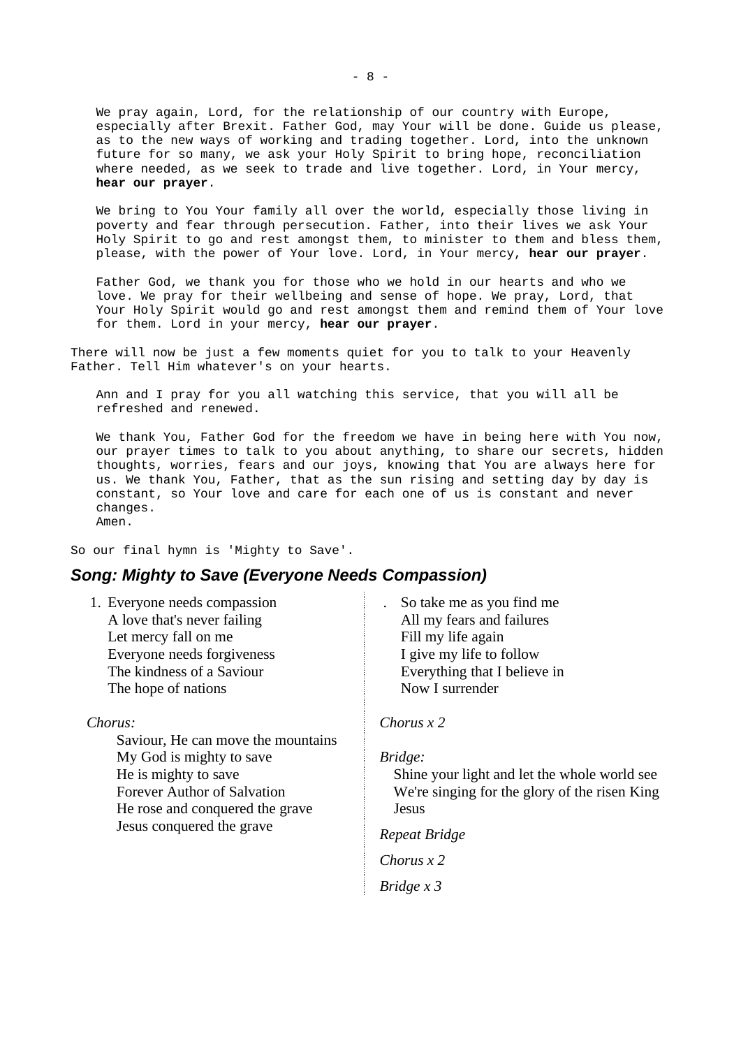We pray again, Lord, for the relationship of our country with Europe, especially after Brexit. Father God, may Your will be done. Guide us please, as to the new ways of working and trading together. Lord, into the unknown future for so many, we ask your Holy Spirit to bring hope, reconciliation where needed, as we seek to trade and live together. Lord, in Your mercy, **hear our prayer**.

We bring to You Your family all over the world, especially those living in poverty and fear through persecution. Father, into their lives we ask Your Holy Spirit to go and rest amongst them, to minister to them and bless them, please, with the power of Your love. Lord, in Your mercy, **hear our prayer**.

Father God, we thank you for those who we hold in our hearts and who we love. We pray for their wellbeing and sense of hope. We pray, Lord, that Your Holy Spirit would go and rest amongst them and remind them of Your love for them. Lord in your mercy, **hear our prayer**.

There will now be just a few moments quiet for you to talk to your Heavenly Father. Tell Him whatever's on your hearts.

Ann and I pray for you all watching this service, that you will all be refreshed and renewed.

We thank You, Father God for the freedom we have in being here with You now, our prayer times to talk to you about anything, to share our secrets, hidden thoughts, worries, fears and our joys, knowing that You are always here for us. We thank You, Father, that as the sun rising and setting day by day is constant, so Your love and care for each one of us is constant and never changes.
Amen.

So our final hymn is 'Mighty to Save'.

## *Song: Mighty to Save (Everyone Needs Compassion)*

1. Everyone needs compassion
   A love that's never failing
   Let mercy fall on me
   Everyone needs forgiveness
   The kindness of a Saviour
   The hope of nations

*Chorus:*

Saviour, He can move the mountains
My God is mighty to save
He is mighty to save
Forever Author of Salvation
He rose and conquered the grave
Jesus conquered the grave

. So take me as you find me
All my fears and failures
Fill my life again
I give my life to follow
Everything that I believe in
Now I surrender

*Chorus x 2*

*Bridge:*

Shine your light and let the whole world see
We're singing for the glory of the risen King
Jesus

*Repeat Bridge*

*Chorus x 2*

*Bridge x 3*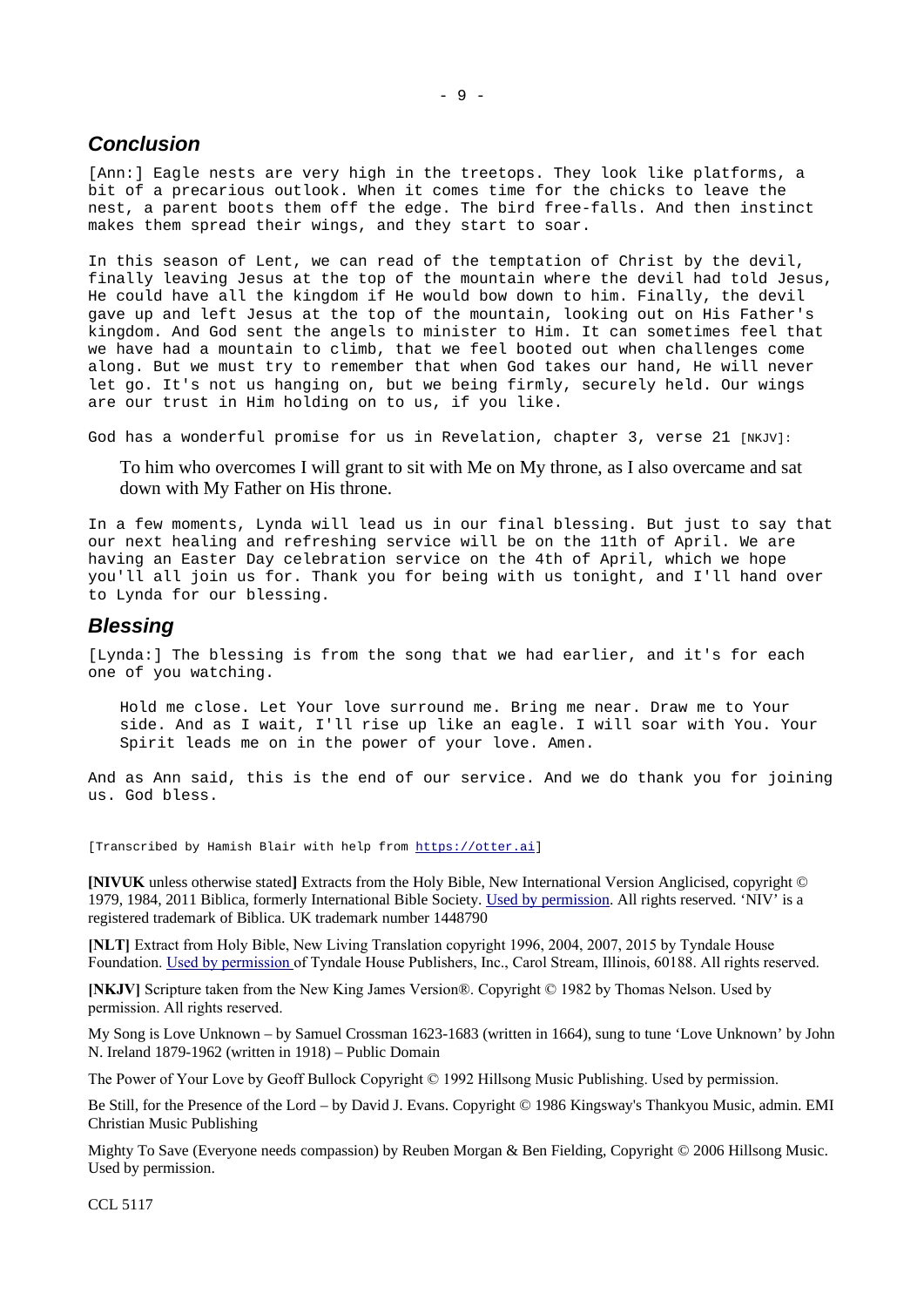## *Conclusion*

[Ann:] Eagle nests are very high in the treetops. They look like platforms, a bit of a precarious outlook. When it comes time for the chicks to leave the nest, a parent boots them off the edge. The bird free-falls. And then instinct makes them spread their wings, and they start to soar.

In this season of Lent, we can read of the temptation of Christ by the devil, finally leaving Jesus at the top of the mountain where the devil had told Jesus, He could have all the kingdom if He would bow down to him. Finally, the devil gave up and left Jesus at the top of the mountain, looking out on His Father's kingdom. And God sent the angels to minister to Him. It can sometimes feel that we have had a mountain to climb, that we feel booted out when challenges come along. But we must try to remember that when God takes our hand, He will never let go. It's not us hanging on, but we being firmly, securely held. Our wings are our trust in Him holding on to us, if you like.

God has a wonderful promise for us in Revelation, chapter 3, verse 21 [NKJV]:

> To him who overcomes I will grant to sit with Me on My throne, as I also overcame and sat down with My Father on His throne.

In a few moments, Lynda will lead us in our final blessing. But just to say that our next healing and refreshing service will be on the 11th of April. We are having an Easter Day celebration service on the 4th of April, which we hope you'll all join us for. Thank you for being with us tonight, and I'll hand over to Lynda for our blessing.

## *Blessing*

[Lynda:] The blessing is from the song that we had earlier, and it's for each one of you watching.

> Hold me close. Let Your love surround me. Bring me near. Draw me to Your side. And as I wait, I'll rise up like an eagle. I will soar with You. Your Spirit leads me on in the power of your love. Amen.

And as Ann said, this is the end of our service. And we do thank you for joining us. God bless.

[Transcribed by Hamish Blair with help from https://otter.ai]

**[NIVUK** unless otherwise stated**]** Extracts from the Holy Bible, New International Version Anglicised, copyright © 1979, 1984, 2011 Biblica, formerly International Bible Society. Used by permission. All rights reserved. 'NIV' is a registered trademark of Biblica. UK trademark number 1448790

**[NLT]** Extract from Holy Bible, New Living Translation copyright 1996, 2004, 2007, 2015 by Tyndale House Foundation. Used by permission of Tyndale House Publishers, Inc., Carol Stream, Illinois, 60188. All rights reserved.

**[NKJV]** Scripture taken from the New King James Version®. Copyright © 1982 by Thomas Nelson. Used by permission. All rights reserved.

My Song is Love Unknown – by Samuel Crossman 1623-1683 (written in 1664), sung to tune 'Love Unknown' by John N. Ireland 1879-1962 (written in 1918) – Public Domain

The Power of Your Love by Geoff Bullock Copyright © 1992 Hillsong Music Publishing. Used by permission.

Be Still, for the Presence of the Lord – by David J. Evans. Copyright © 1986 Kingsway's Thankyou Music, admin. EMI Christian Music Publishing

Mighty To Save (Everyone needs compassion) by Reuben Morgan & Ben Fielding, Copyright © 2006 Hillsong Music. Used by permission.

CCL 5117